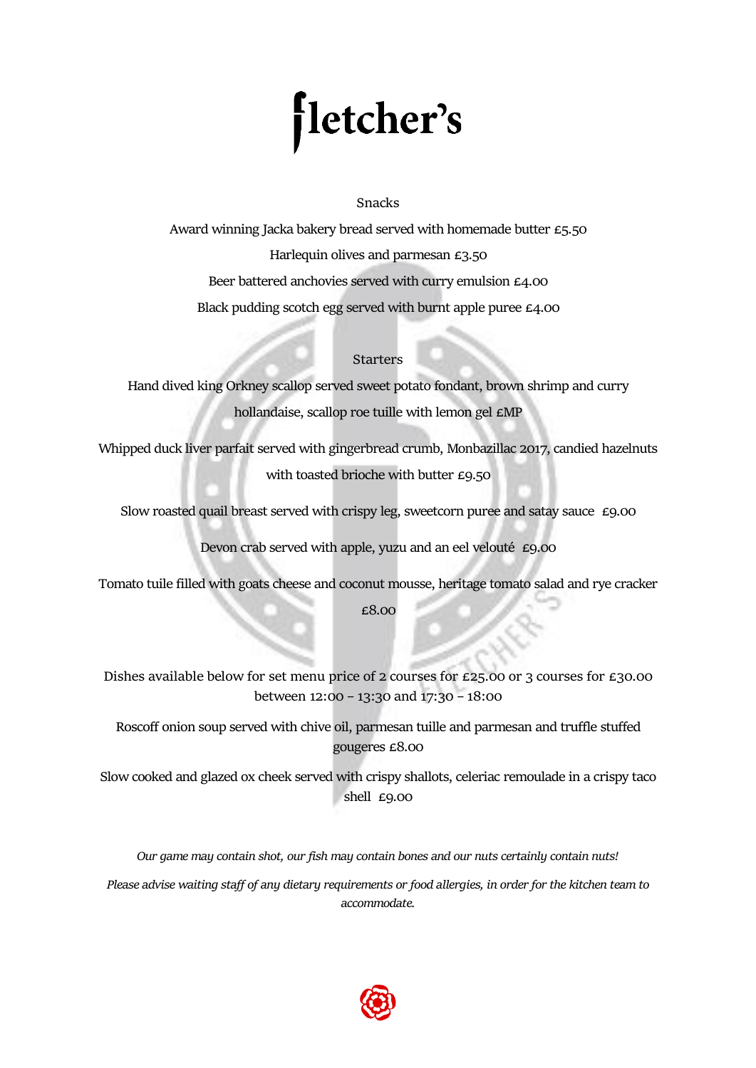# fletcher's

## Snacks

Award winning Jacka bakery bread served with homemade butter £5.50

Harlequin olives and parmesan £3.50

Beer battered anchovies served with curry emulsion £4.00

Black pudding scotch egg served with burnt apple puree £4.00

## Starters

Hand dived king Orkney scallop served sweet potato fondant, brown shrimp and curry hollandaise, scallop roe tuille with lemon gel £MP

Whipped duck liver parfait served with gingerbread crumb, Monbazillac 2017, candied hazelnuts with toasted brioche with butter £9.50

Slow roasted quail breast served with crispy leg, sweetcorn puree and satay sauce £9.00

Devon crab served with apple, yuzu and an eel velouté £9.00

Tomato tuile filled with goats cheese and coconut mousse, heritage tomato salad and rye cracker £8.00

Dishes available below for set menu price of 2 courses for £25.00 or 3 courses for £30.00 between 12:00 – 13:30 and 17:30 – 18:00

Roscoff onion soup served with chive oil, parmesan tuille and parmesan and truffle stuffed gougeres £8.00

Slow cooked and glazed ox cheek served with crispy shallots, celeriac remoulade in a crispy taco shell £9.00

*Our game may contain shot, our fish may contain bones and our nuts certainly contain nuts!*

*Please advise waiting staff of any dietary requirements or food allergies, in order for the kitchen team to accommodate.*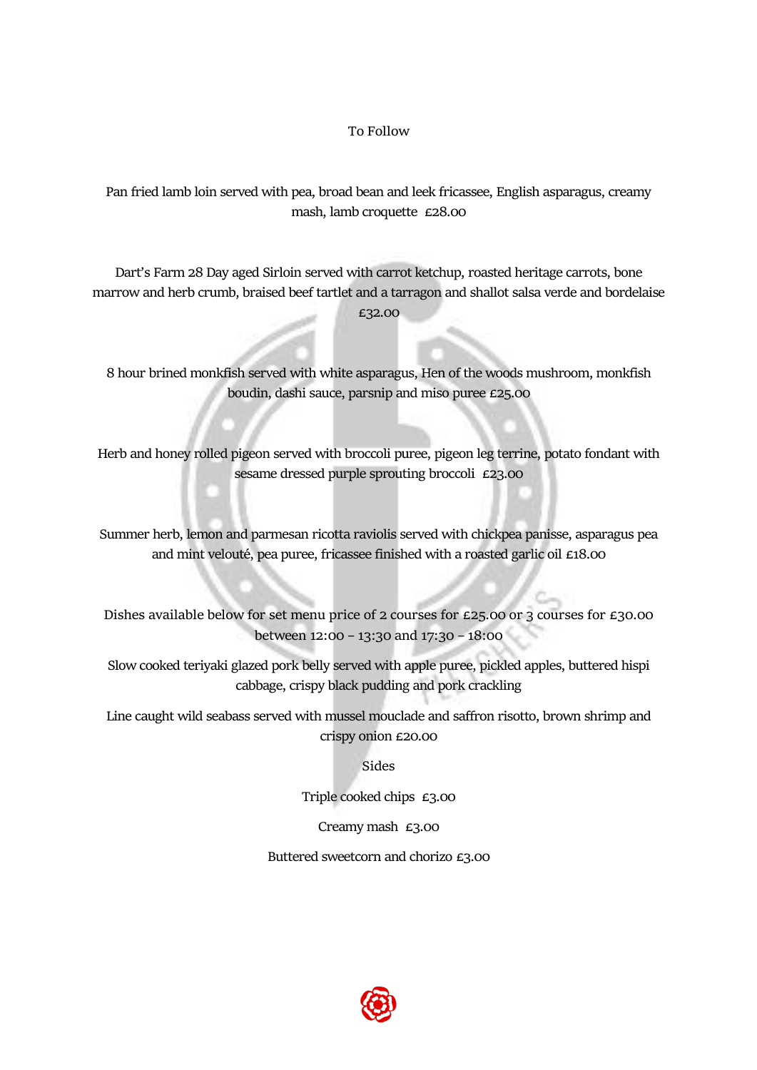## To Follow

Pan fried lamb loin served with pea, broad bean and leek fricassee, English asparagus, creamy mash, lamb croquette £28.00

Dart's Farm 28 Day aged Sirloin served with carrot ketchup, roasted heritage carrots, bone marrow and herb crumb, braised beef tartlet and a tarragon and shallot salsa verde and bordelaise £32.00

8 hour brined monkfish served with white asparagus, Hen of the woods mushroom, monkfish boudin, dashi sauce, parsnip and miso puree £25.00

Herb and honey rolled pigeon served with broccoli puree, pigeon leg terrine, potato fondant with sesame dressed purple sprouting broccoli £23.00

Summer herb, lemon and parmesan ricotta raviolis served with chickpea panisse, asparagus pea and mint velouté, pea puree, fricassee finished with a roasted garlic oil £18.00

Dishes available below for set menu price of 2 courses for £25.00 or 3 courses for £30.00 between 12:00 – 13:30 and 17:30 – 18:00

Slow cooked teriyaki glazed pork belly served with apple puree, pickled apples, buttered hispi cabbage, crispy black pudding and pork crackling

Line caught wild seabass served with mussel mouclade and saffron risotto, brown shrimp and crispy onion £20.00

## Sides

Triple cooked chips £3.00

Creamy mash £3.00

Buttered sweetcorn and chorizo £3.00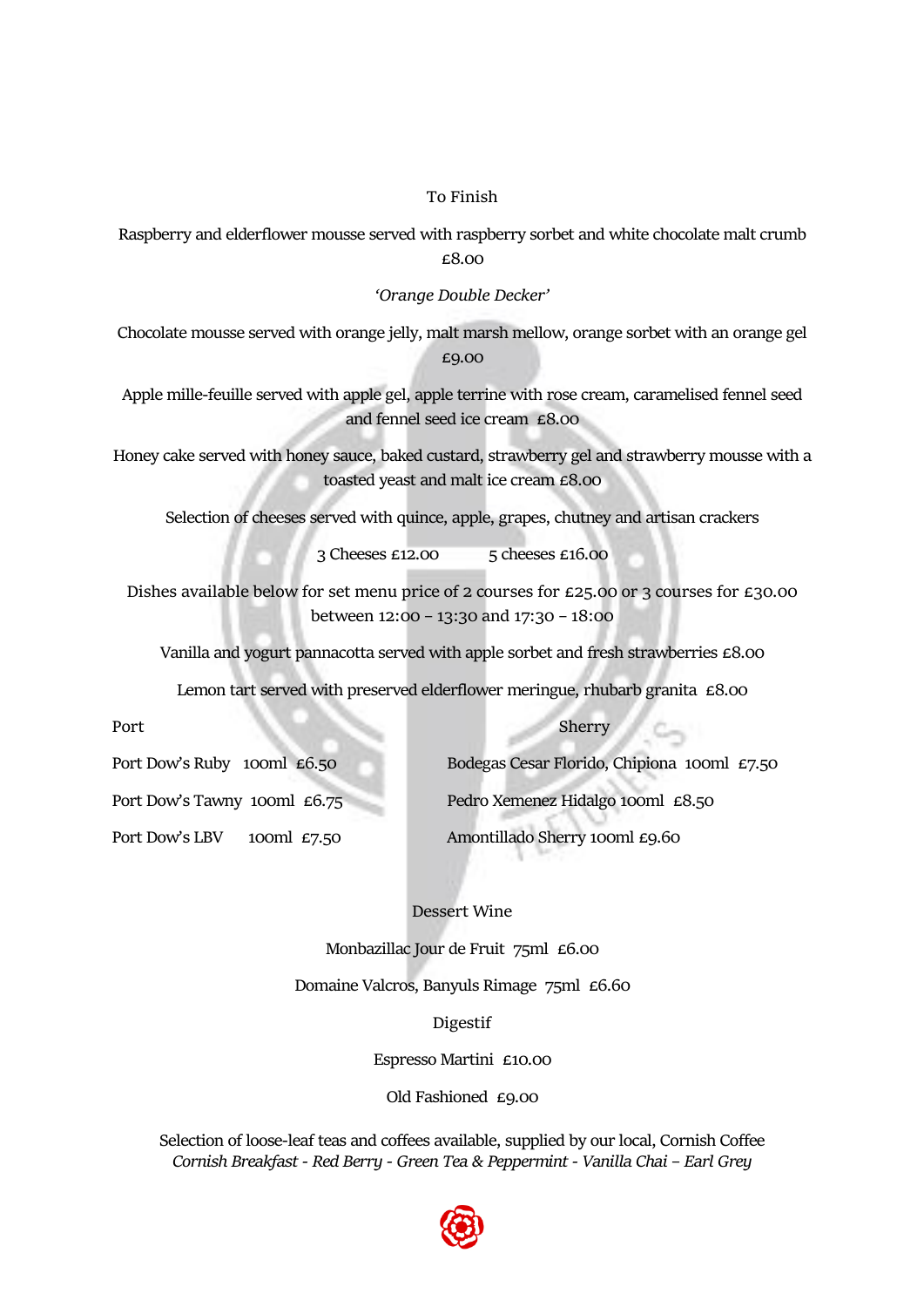## To Finish

Raspberry and elderflower mousse served with raspberry sorbet and white chocolate malt crumb
£8.00

*'Orange Double Decker'*

Chocolate mousse served with orange jelly, malt marsh mellow, orange sorbet with an orange gel
£9.00

Apple mille-feuille served with apple gel, apple terrine with rose cream, caramelised fennel seed and fennel seed ice cream £8.00

Honey cake served with honey sauce, baked custard, strawberry gel and strawberry mousse with a toasted yeast and malt ice cream £8.00

Selection of cheeses served with quince, apple, grapes, chutney and artisan crackers

3 Cheeses £12.00 5 cheeses £16.00

Dishes available below for set menu price of 2 courses for £25.00 or 3 courses for £30.00 between 12:00 – 13:30 and 17:30 – 18:00

Vanilla and yogurt pannacotta served with apple sorbet and fresh strawberries £8.00

Lemon tart served with preserved elderflower meringue, rhubarb granita £8.00

### Port

Port Dow's Ruby 100ml £6.50

Port Dow's Tawny 100ml £6.75

Port Dow's LBV 100ml £7.50

### Sherry

Bodegas Cesar Florido, Chipiona 100ml £7.50

Pedro Xemenez Hidalgo 100ml £8.50

Amontillado Sherry 100ml £9.60

### Dessert Wine

Monbazillac Jour de Fruit 75ml £6.00

Domaine Valcros, Banyuls Rimage 75ml £6.60

### Digestif

Espresso Martini £10.00

Old Fashioned £9.00

Selection of loose-leaf teas and coffees available, supplied by our local, Cornish Coffee
*Cornish Breakfast - Red Berry - Green Tea & Peppermint - Vanilla Chai – Earl Grey*